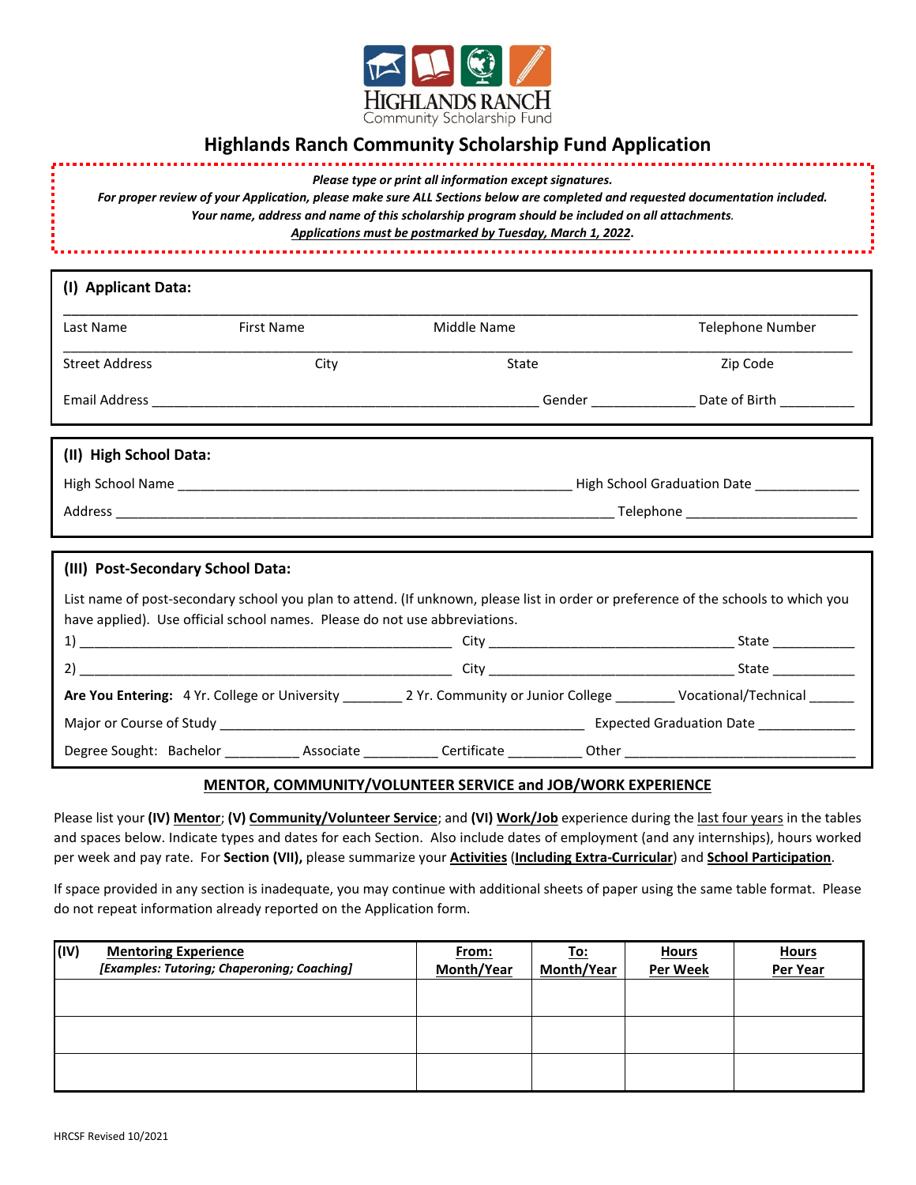Highlands Ranch Community Scholarship Fund

# Highlands Ranch Community Scholarship Fund Application

*Please type or print all information except signatures.*
*For proper review of your Application, please make sure ALL Sections below are completed and requested documentation included.*
*Your name, address and name of this scholarship program should be included on all attachments.*
***Applications must be postmarked by Tuesday, March 1, 2022.***

## (I) Applicant Data:

\_\_\_\_\_\_\_\_\_\_\_\_\_\_\_\_\_\_\_\_\_\_\_\_\_\_\_\_\_\_\_\_\_\_\_\_\_\_\_\_\_\_\_\_\_\_\_\_\_\_\_\_\_\_\_\_\_\_\_\_\_\_\_\_\_\_\_\_\_\_\_\_\_\_\_\_\_\_
Last Name First Name Middle Name Telephone Number

\_\_\_\_\_\_\_\_\_\_\_\_\_\_\_\_\_\_\_\_\_\_\_\_\_\_\_\_\_\_\_\_\_\_\_\_\_\_\_\_\_\_\_\_\_\_\_\_\_\_\_\_\_\_\_\_\_\_\_\_\_\_\_\_\_\_\_\_\_\_\_\_\_\_\_\_\_\_
Street Address City State Zip Code

Email Address \_\_\_\_\_\_\_\_\_\_\_\_\_\_\_\_\_\_\_\_\_\_\_\_\_\_\_\_\_\_\_\_\_\_\_\_\_\_\_\_\_\_\_\_ Gender \_\_\_\_\_\_\_\_\_\_\_\_ Date of Birth \_\_\_\_\_\_\_\_\_\_

## (II) High School Data:

High School Name \_\_\_\_\_\_\_\_\_\_\_\_\_\_\_\_\_\_\_\_\_\_\_\_\_\_\_\_\_\_\_\_\_\_\_\_\_\_\_\_\_\_\_\_ High School Graduation Date \_\_\_\_\_\_\_\_\_\_\_\_

Address \_\_\_\_\_\_\_\_\_\_\_\_\_\_\_\_\_\_\_\_\_\_\_\_\_\_\_\_\_\_\_\_\_\_\_\_\_\_\_\_\_\_\_\_\_\_\_\_\_\_\_\_\_\_\_\_\_\_\_\_ Telephone \_\_\_\_\_\_\_\_\_\_\_\_\_\_\_\_\_\_\_\_\_\_

## (III) Post-Secondary School Data:

List name of post-secondary school you plan to attend. (If unknown, please list in order or preference of the schools to which you have applied). Use official school names. Please do not use abbreviations.

1\) \_\_\_\_\_\_\_\_\_\_\_\_\_\_\_\_\_\_\_\_\_\_\_\_\_\_\_\_\_\_\_\_\_\_\_\_\_\_\_\_\_\_\_\_\_\_\_\_ City \_\_\_\_\_\_\_\_\_\_\_\_\_\_\_\_\_\_\_\_\_\_\_\_\_\_\_\_\_\_\_\_ State \_\_\_\_\_\_\_\_\_\_\_

2\) \_\_\_\_\_\_\_\_\_\_\_\_\_\_\_\_\_\_\_\_\_\_\_\_\_\_\_\_\_\_\_\_\_\_\_\_\_\_\_\_\_\_\_\_\_\_\_\_ City \_\_\_\_\_\_\_\_\_\_\_\_\_\_\_\_\_\_\_\_\_\_\_\_\_\_\_\_\_\_\_\_ State \_\_\_\_\_\_\_\_\_\_\_

**Are You Entering:** 4 Yr. College or University \_\_\_\_\_\_\_ 2 Yr. Community or Junior College \_\_\_\_\_\_\_\_ Vocational/Technical \_\_\_\_\_\_

Major or Course of Study \_\_\_\_\_\_\_\_\_\_\_\_\_\_\_\_\_\_\_\_\_\_\_\_\_\_\_\_\_\_\_\_\_\_\_\_\_\_\_\_\_\_\_\_\_\_ Expected Graduation Date \_\_\_\_\_\_\_\_\_\_\_\_\_

Degree Sought: Bachelor \_\_\_\_\_\_\_\_\_\_ Associate \_\_\_\_\_\_\_\_\_\_ Certificate \_\_\_\_\_\_\_\_\_\_ Other \_\_\_\_\_\_\_\_\_\_\_\_\_\_\_\_\_\_\_\_\_\_\_\_\_\_\_\_\_\_

## MENTOR, COMMUNITY/VOLUNTEER SERVICE and JOB/WORK EXPERIENCE

Please list your **(IV) Mentor**; **(V) Community/Volunteer Service**; and **(VI) Work/Job** experience during the last four years in the tables and spaces below. Indicate types and dates for each Section. Also include dates of employment (and any internships), hours worked per week and pay rate. For **Section (VII),** please summarize your **Activities** (**Including Extra-Curricular**) and **School Participation**.

If space provided in any section is inadequate, you may continue with additional sheets of paper using the same table format. Please do not repeat information already reported on the Application form.

| (IV) **Mentoring Experience** *[Examples: Tutoring; Chaperoning; Coaching]* | **From: Month/Year** | **To: Month/Year** | **Hours Per Week** | **Hours Per Year** |
|---|---|---|---|---|
| | | | | |
| | | | | |
| | | | | |

HRCSF Revised 10/2021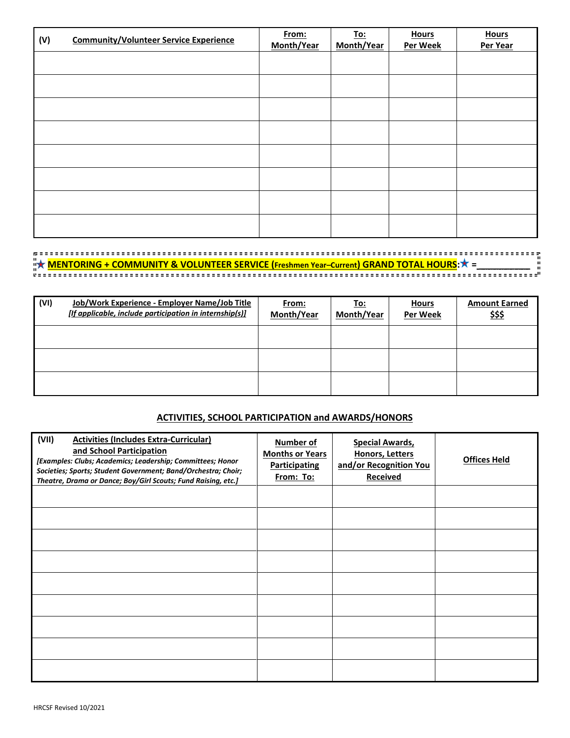| (V) Community/Volunteer Service Experience | From: Month/Year | To: Month/Year | Hours Per Week | Hours Per Year |
|---|---|---|---|---|
| | | | | |
| | | | | |
| | | | | |
| | | | | |
| | | | | |
| | | | | |
| | | | | |
| | | | | |

★ **MENTORING + COMMUNITY & VOLUNTEER SERVICE (Freshmen Year–Current) GRAND TOTAL HOURS:** ★ = __________

| (VI) Job/Work Experience - Employer Name/Job Title *[If applicable, include participation in internship(s)]* | From: Month/Year | To: Month/Year | Hours Per Week | Amount Earned $$$ |
|---|---|---|---|---|
| | | | | |
| | | | | |
| | | | | |

## ACTIVITIES, SCHOOL PARTICIPATION and AWARDS/HONORS

| (VII) Activities (Includes Extra-Curricular) and School Participation *[Examples: Clubs; Academics; Leadership; Committees; Honor Societies; Sports; Student Government; Band/Orchestra; Choir; Theatre, Drama or Dance; Boy/Girl Scouts; Fund Raising, etc.]* | Number of Months or Years Participating From: To: | Special Awards, Honors, Letters and/or Recognition You Received | Offices Held |
|---|---|---|---|
| | | | |
| | | | |
| | | | |
| | | | |
| | | | |
| | | | |
| | | | |
| | | | |
| | | | |

HRCSF Revised 10/2021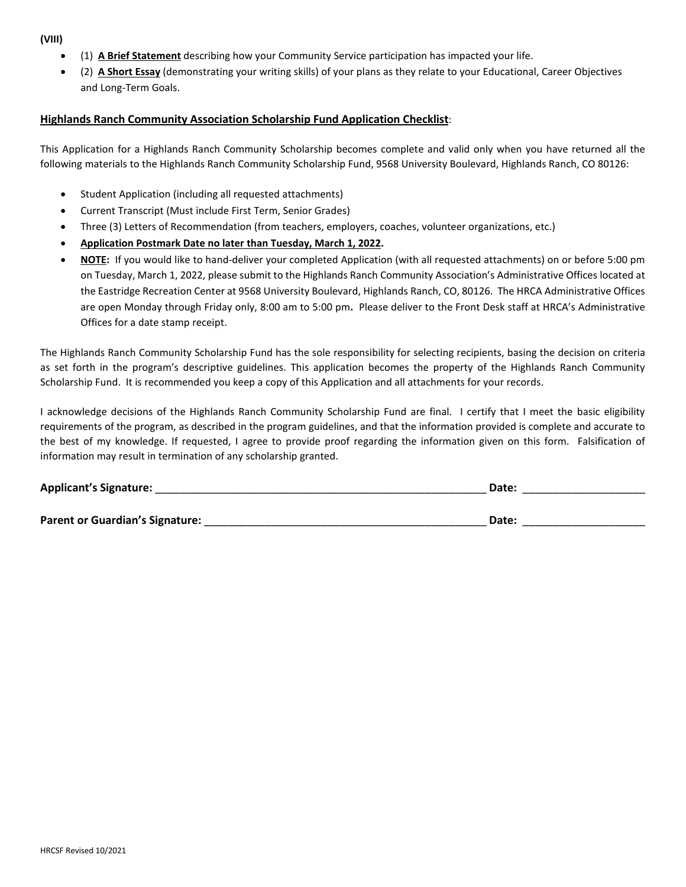**(VIII)**

- (1) **A Brief Statement** describing how your Community Service participation has impacted your life.
- (2) **A Short Essay** (demonstrating your writing skills) of your plans as they relate to your Educational, Career Objectives and Long-Term Goals.

**Highlands Ranch Community Association Scholarship Fund Application Checklist**:

This Application for a Highlands Ranch Community Scholarship becomes complete and valid only when you have returned all the following materials to the Highlands Ranch Community Scholarship Fund, 9568 University Boulevard, Highlands Ranch, CO 80126:

- Student Application (including all requested attachments)
- Current Transcript (Must include First Term, Senior Grades)
- Three (3) Letters of Recommendation (from teachers, employers, coaches, volunteer organizations, etc.)
- **Application Postmark Date no later than Tuesday, March 1, 2022.**
- **NOTE:** If you would like to hand-deliver your completed Application (with all requested attachments) on or before 5:00 pm on Tuesday, March 1, 2022, please submit to the Highlands Ranch Community Association's Administrative Offices located at the Eastridge Recreation Center at 9568 University Boulevard, Highlands Ranch, CO, 80126. The HRCA Administrative Offices are open Monday through Friday only, 8:00 am to 5:00 pm. Please deliver to the Front Desk staff at HRCA's Administrative Offices for a date stamp receipt.

The Highlands Ranch Community Scholarship Fund has the sole responsibility for selecting recipients, basing the decision on criteria as set forth in the program's descriptive guidelines. This application becomes the property of the Highlands Ranch Community Scholarship Fund. It is recommended you keep a copy of this Application and all attachments for your records.

I acknowledge decisions of the Highlands Ranch Community Scholarship Fund are final. I certify that I meet the basic eligibility requirements of the program, as described in the program guidelines, and that the information provided is complete and accurate to the best of my knowledge. If requested, I agree to provide proof regarding the information given on this form. Falsification of information may result in termination of any scholarship granted.

**Applicant's Signature:** ________________________________________________________ **Date:** ____________________

**Parent or Guardian's Signature:** ________________________________________________ **Date:** ____________________

HRCSF Revised 10/2021